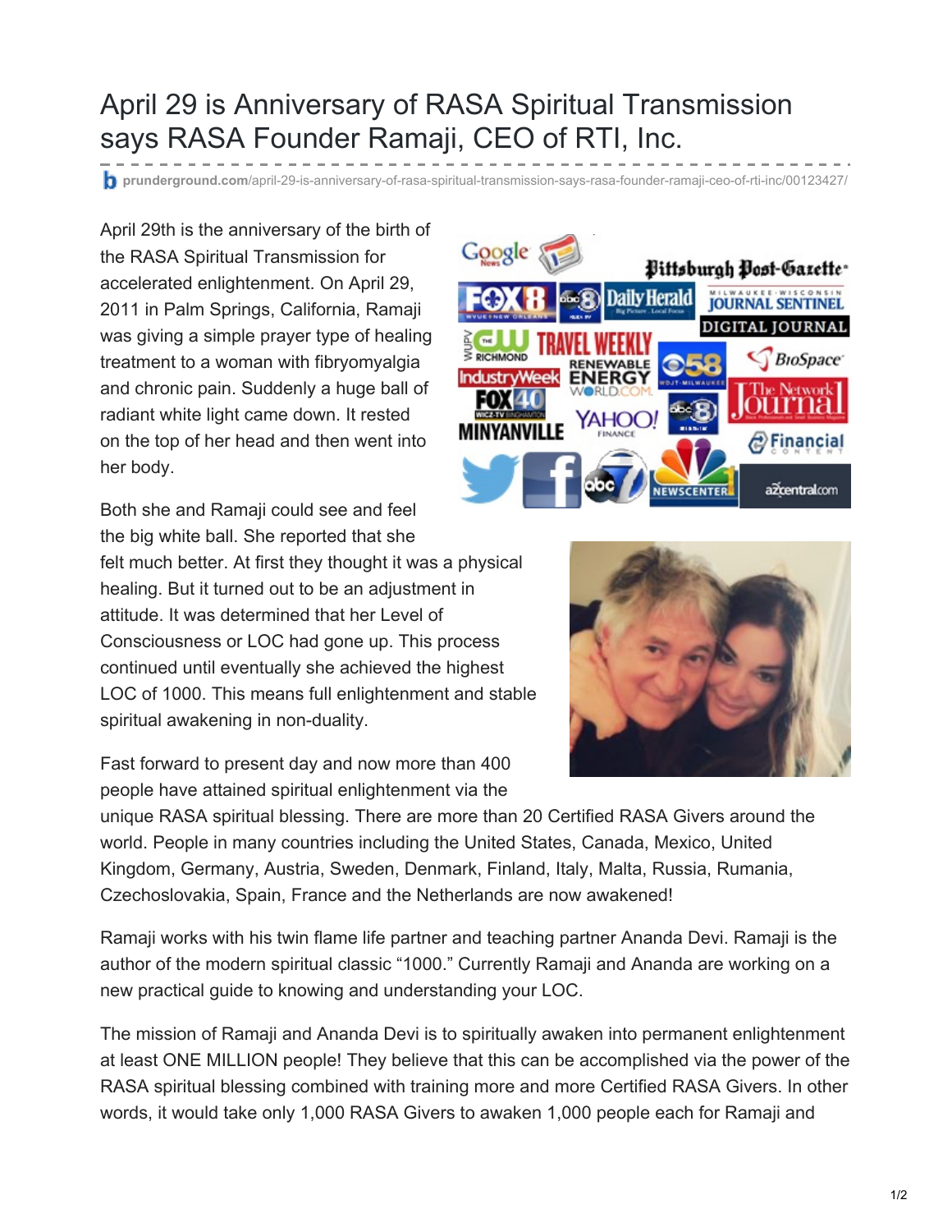# April 29 is Anniversary of RASA Spiritual Transmission says RASA Founder Ramaji, CEO of RTI, Inc.

prunderground.com/april-29-is-anniversary-of-rasa-spiritual-transmission-says-rasa-founder-ramaji-ceo-of-rti-inc/00123427/

April 29th is the anniversary of the birth of the RASA Spiritual Transmission for accelerated enlightenment. On April 29, 2011 in Palm Springs, California, Ramaji was giving a simple prayer type of healing treatment to a woman with fibryomyalgia and chronic pain. Suddenly a huge ball of radiant white light came down. It rested on the top of her head and then went into her body.

Both she and Ramaji could see and feel the big white ball. She reported that she felt much better. At first they thought it was a physical healing. But it turned out to be an adjustment in attitude. It was determined that her Level of Consciousness or LOC had gone up. This process continued until eventually she achieved the highest LOC of 1000. This means full enlightenment and stable spiritual awakening in non-duality.

Fast forward to present day and now more than 400 people have attained spiritual enlightenment via the unique RASA spiritual blessing. There are more than 20 Certified RASA Givers around the world. People in many countries including the United States, Canada, Mexico, United Kingdom, Germany, Austria, Sweden, Denmark, Finland, Italy, Malta, Russia, Rumania, Czechoslovakia, Spain, France and the Netherlands are now awakened!

Ramaji works with his twin flame life partner and teaching partner Ananda Devi. Ramaji is the author of the modern spiritual classic "1000." Currently Ramaji and Ananda are working on a new practical guide to knowing and understanding your LOC.

The mission of Ramaji and Ananda Devi is to spiritually awaken into permanent enlightenment at least ONE MILLION people! They believe that this can be accomplished via the power of the RASA spiritual blessing combined with training more and more Certified RASA Givers. In other words, it would take only 1,000 RASA Givers to awaken 1,000 people each for Ramaji and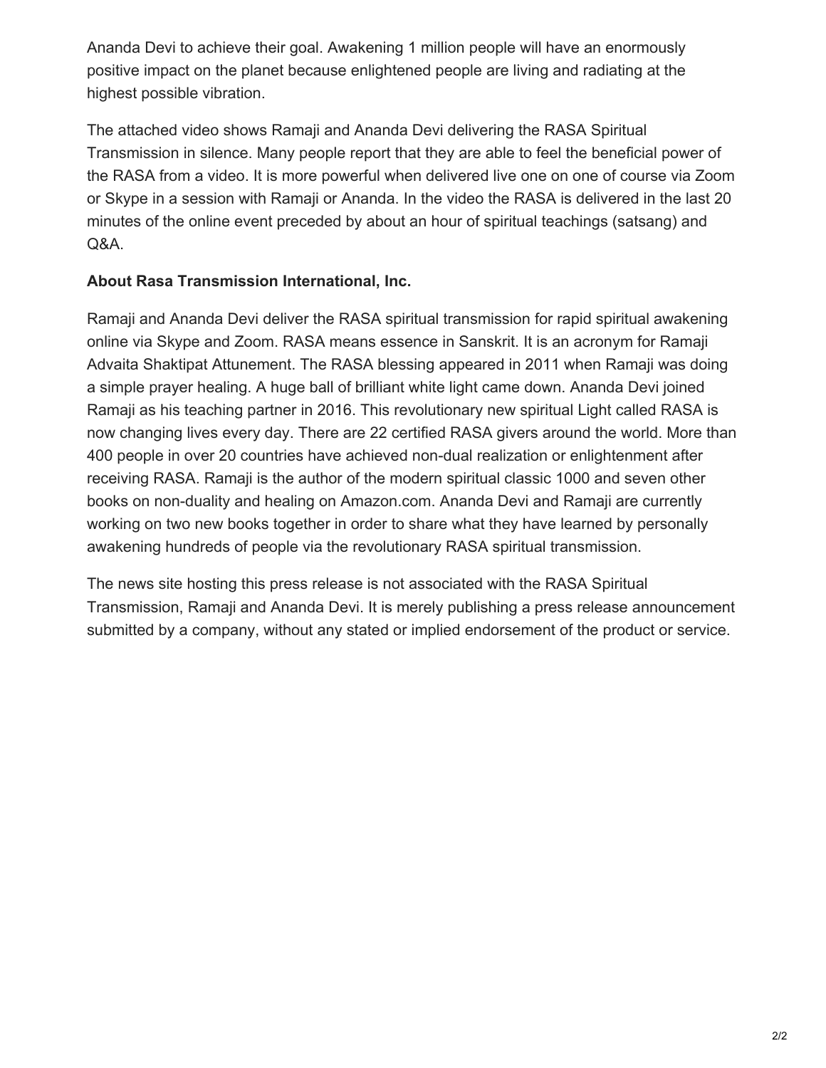Ananda Devi to achieve their goal. Awakening 1 million people will have an enormously positive impact on the planet because enlightened people are living and radiating at the highest possible vibration.

The attached video shows Ramaji and Ananda Devi delivering the RASA Spiritual Transmission in silence. Many people report that they are able to feel the beneficial power of the RASA from a video. It is more powerful when delivered live one on one of course via Zoom or Skype in a session with Ramaji or Ananda. In the video the RASA is delivered in the last 20 minutes of the online event preceded by about an hour of spiritual teachings (satsang) and Q&A.

**About Rasa Transmission International, Inc.**

Ramaji and Ananda Devi deliver the RASA spiritual transmission for rapid spiritual awakening online via Skype and Zoom. RASA means essence in Sanskrit. It is an acronym for Ramaji Advaita Shaktipat Attunement. The RASA blessing appeared in 2011 when Ramaji was doing a simple prayer healing. A huge ball of brilliant white light came down. Ananda Devi joined Ramaji as his teaching partner in 2016. This revolutionary new spiritual Light called RASA is now changing lives every day. There are 22 certified RASA givers around the world. More than 400 people in over 20 countries have achieved non-dual realization or enlightenment after receiving RASA. Ramaji is the author of the modern spiritual classic 1000 and seven other books on non-duality and healing on Amazon.com. Ananda Devi and Ramaji are currently working on two new books together in order to share what they have learned by personally awakening hundreds of people via the revolutionary RASA spiritual transmission.

The news site hosting this press release is not associated with the RASA Spiritual Transmission, Ramaji and Ananda Devi. It is merely publishing a press release announcement submitted by a company, without any stated or implied endorsement of the product or service.